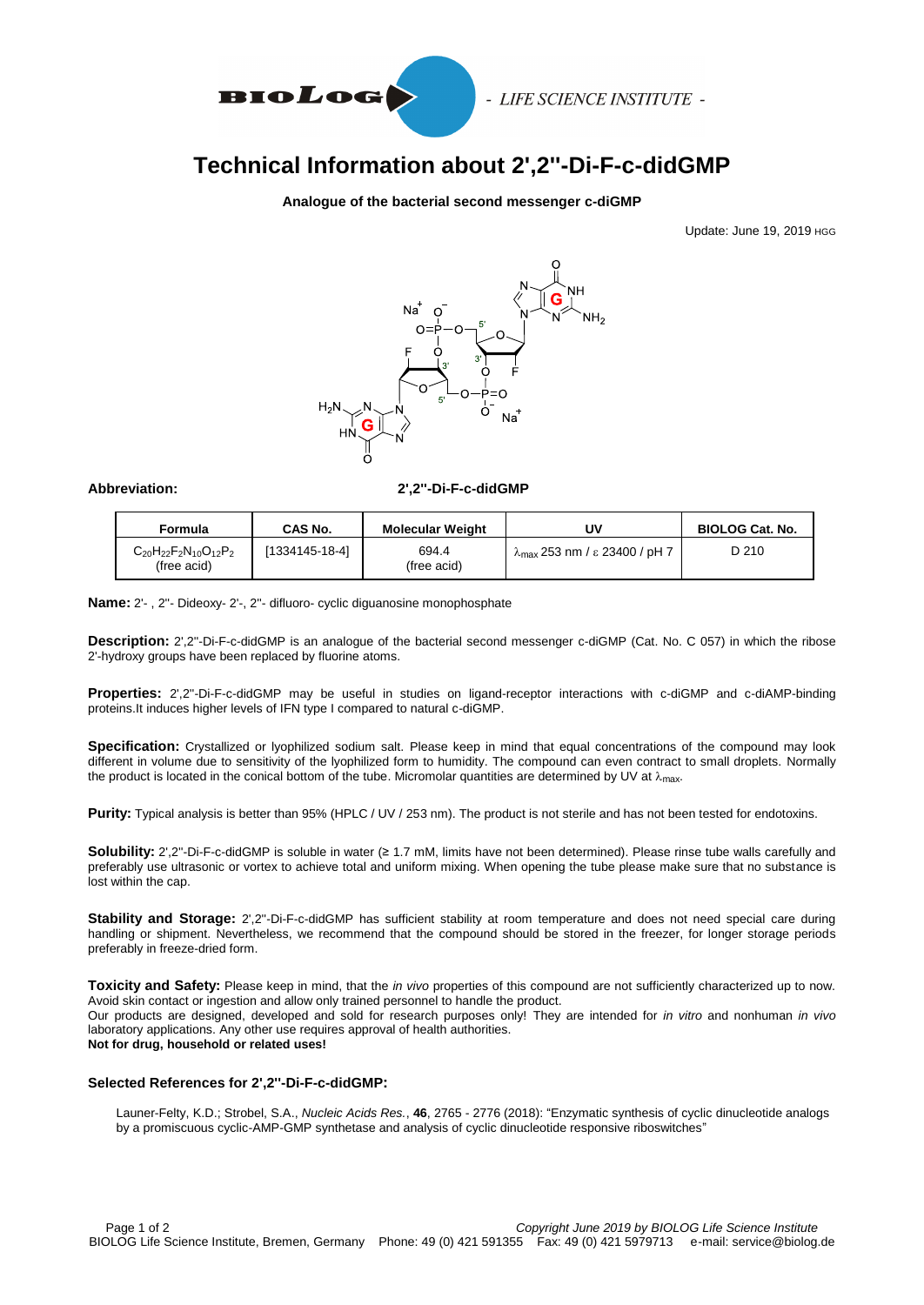# Technical Information about 2',2''-Di-F-c-didGMP

**Analogue of the bacterial second messenger c-diGMP**

Update: June 19, 2019 HGG

**Abbreviation:** **2',2''-Di-F-c-didGMP**

| Formula | CAS No. | Molecular Weight | UV | BIOLOG Cat. No. |
|---|---|---|---|---|
| $C_{20}H_{22}F_2N_{10}O_{12}P_2$ (free acid) | [1334145-18-4] | 694.4 (free acid) | $\lambda_{max}$ 253 nm / ε 23400 / pH 7 | D 210 |

**Name:** 2'- , 2''- Dideoxy- 2'-, 2''- difluoro- cyclic diguanosine monophosphate

**Description:** 2',2''-Di-F-c-didGMP is an analogue of the bacterial second messenger c-diGMP (Cat. No. C 057) in which the ribose 2'-hydroxy groups have been replaced by fluorine atoms.

**Properties:** 2',2''-Di-F-c-didGMP may be useful in studies on ligand-receptor interactions with c-diGMP and c-diAMP-binding proteins.It induces higher levels of IFN type I compared to natural c-diGMP.

**Specification:** Crystallized or lyophilized sodium salt. Please keep in mind that equal concentrations of the compound may look different in volume due to sensitivity of the lyophilized form to humidity. The compound can even contract to small droplets. Normally the product is located in the conical bottom of the tube. Micromolar quantities are determined by UV at $\lambda_{max}$.

**Purity:** Typical analysis is better than 95% (HPLC / UV / 253 nm). The product is not sterile and has not been tested for endotoxins.

**Solubility:** 2',2''-Di-F-c-didGMP is soluble in water (≥ 1.7 mM, limits have not been determined). Please rinse tube walls carefully and preferably use ultrasonic or vortex to achieve total and uniform mixing. When opening the tube please make sure that no substance is lost within the cap.

**Stability and Storage:** 2',2''-Di-F-c-didGMP has sufficient stability at room temperature and does not need special care during handling or shipment. Nevertheless, we recommend that the compound should be stored in the freezer, for longer storage periods preferably in freeze-dried form.

**Toxicity and Safety:** Please keep in mind, that the *in vivo* properties of this compound are not sufficiently characterized up to now. Avoid skin contact or ingestion and allow only trained personnel to handle the product.
Our products are designed, developed and sold for research purposes only! They are intended for *in vitro* and nonhuman *in vivo* laboratory applications. Any other use requires approval of health authorities.
**Not for drug, household or related uses!**

### Selected References for 2',2''-Di-F-c-didGMP:

Launer-Felty, K.D.; Strobel, S.A., *Nucleic Acids Res.*, **46**, 2765 - 2776 (2018): "Enzymatic synthesis of cyclic dinucleotide analogs by a promiscuous cyclic-AMP-GMP synthetase and analysis of cyclic dinucleotide responsive riboswitches"

*Copyright June 2019 by BIOLOG Life Science Institute*
BIOLOG Life Science Institute, Bremen, Germany Phone: 49 (0) 421 591355 Fax: 49 (0) 421 5979713 e-mail: service@biolog.de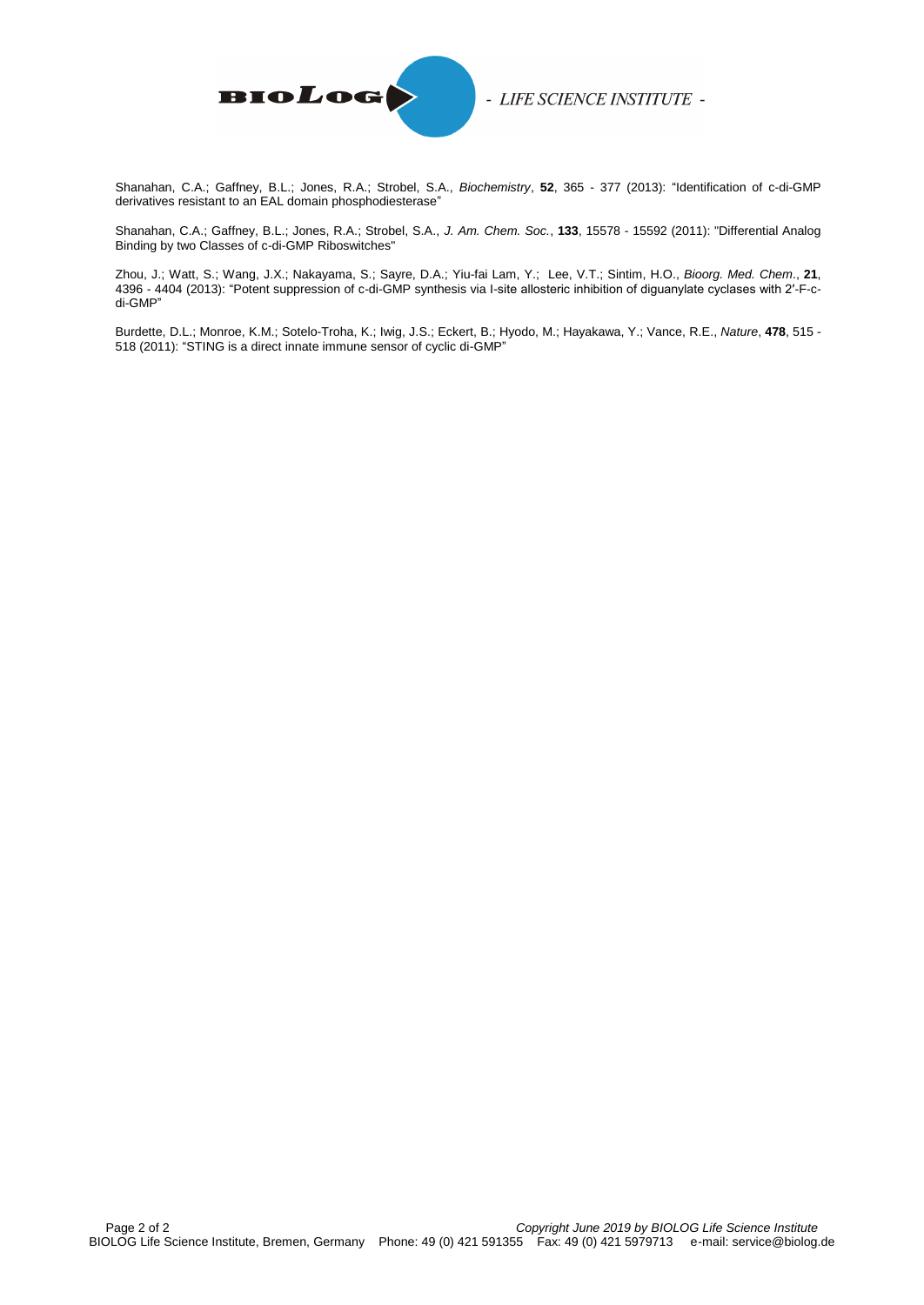Shanahan, C.A.; Gaffney, B.L.; Jones, R.A.; Strobel, S.A., *Biochemistry*, **52**, 365 - 377 (2013): "Identification of c-di-GMP derivatives resistant to an EAL domain phosphodiesterase"

Shanahan, C.A.; Gaffney, B.L.; Jones, R.A.; Strobel, S.A., *J. Am. Chem. Soc.*, **133**, 15578 - 15592 (2011): "Differential Analog Binding by two Classes of c-di-GMP Riboswitches"

Zhou, J.; Watt, S.; Wang, J.X.; Nakayama, S.; Sayre, D.A.; Yiu-fai Lam, Y.; Lee, V.T.; Sintim, H.O., *Bioorg. Med. Chem*., **21**, 4396 - 4404 (2013): "Potent suppression of c-di-GMP synthesis via I-site allosteric inhibition of diguanylate cyclases with 2′-F-c-di-GMP"

Burdette, D.L.; Monroe, K.M.; Sotelo-Troha, K.; Iwig, J.S.; Eckert, B.; Hyodo, M.; Hayakawa, Y.; Vance, R.E., *Nature*, **478**, 515 - 518 (2011): "STING is a direct innate immune sensor of cyclic di-GMP"